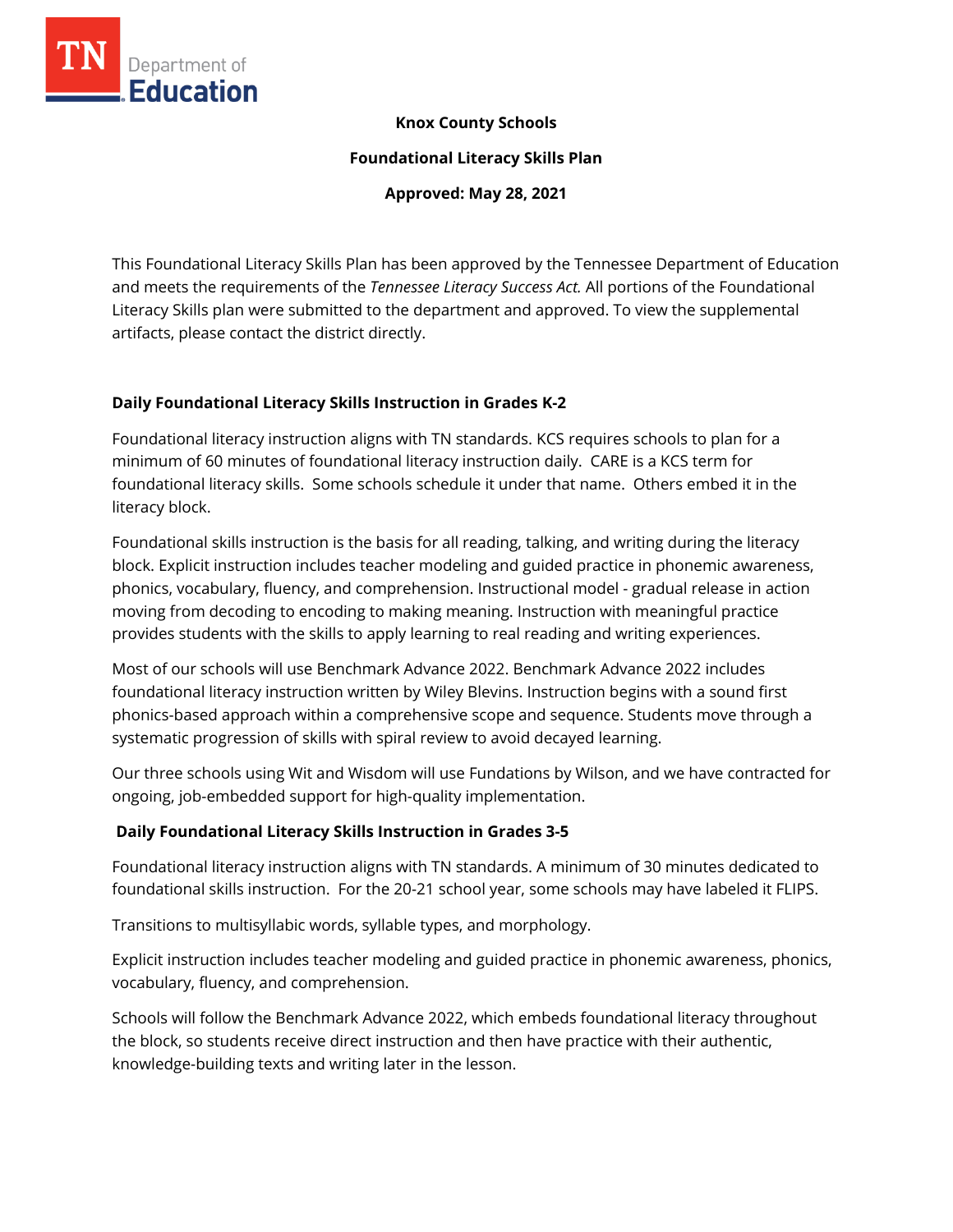Knox County Schools

Foundational Literacy Skills Plan

Approved: May 28, 2021

This Foundational Literacy Skills Plan has been approved by the Tennessee Department of Education and meets the requirements of the *Tennessee Literacy Success Act.* All portions of the Foundational Literacy Skills plan were submitted to the department and approved. To view the supplemental artifacts, please contact the district directly.

## Daily Foundational Literacy Skills Instruction in Grades K-2

Foundational literacy instruction aligns with TN standards. KCS requires schools to plan for a minimum of 60 minutes of foundational literacy instruction daily. CARE is a KCS term for foundational literacy skills. Some schools schedule it under that name. Others embed it in the literacy block.

Foundational skills instruction is the basis for all reading, talking, and writing during the literacy block. Explicit instruction includes teacher modeling and guided practice in phonemic awareness, phonics, vocabulary, fluency, and comprehension. Instructional model - gradual release in action moving from decoding to encoding to making meaning. Instruction with meaningful practice provides students with the skills to apply learning to real reading and writing experiences.

Most of our schools will use Benchmark Advance 2022. Benchmark Advance 2022 includes foundational literacy instruction written by Wiley Blevins. Instruction begins with a sound first phonics-based approach within a comprehensive scope and sequence. Students move through a systematic progression of skills with spiral review to avoid decayed learning.

Our three schools using Wit and Wisdom will use Fundations by Wilson, and we have contracted for ongoing, job-embedded support for high-quality implementation.

## Daily Foundational Literacy Skills Instruction in Grades 3-5

Foundational literacy instruction aligns with TN standards. A minimum of 30 minutes dedicated to foundational skills instruction. For the 20-21 school year, some schools may have labeled it FLIPS.

Transitions to multisyllabic words, syllable types, and morphology.

Explicit instruction includes teacher modeling and guided practice in phonemic awareness, phonics, vocabulary, fluency, and comprehension.

Schools will follow the Benchmark Advance 2022, which embeds foundational literacy throughout the block, so students receive direct instruction and then have practice with their authentic, knowledge-building texts and writing later in the lesson.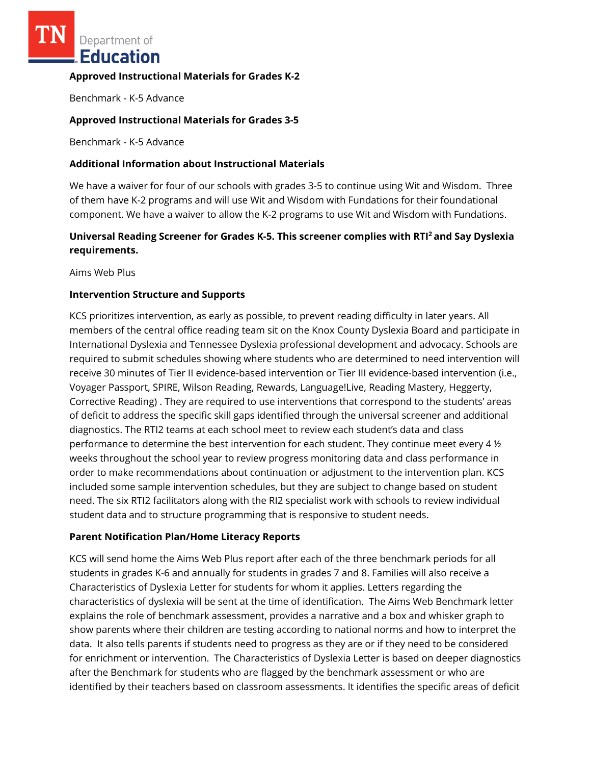**Approved Instructional Materials for Grades K-2**

Benchmark - K-5 Advance

**Approved Instructional Materials for Grades 3-5**

Benchmark - K-5 Advance

**Additional Information about Instructional Materials**

We have a waiver for four of our schools with grades 3-5 to continue using Wit and Wisdom. Three of them have K-2 programs and will use Wit and Wisdom with Fundations for their foundational component. We have a waiver to allow the K-2 programs to use Wit and Wisdom with Fundations.

**Universal Reading Screener for Grades K-5. This screener complies with RTI$^2$ and Say Dyslexia requirements.**

Aims Web Plus

**Intervention Structure and Supports**

KCS prioritizes intervention, as early as possible, to prevent reading difficulty in later years. All members of the central office reading team sit on the Knox County Dyslexia Board and participate in International Dyslexia and Tennessee Dyslexia professional development and advocacy. Schools are required to submit schedules showing where students who are determined to need intervention will receive 30 minutes of Tier II evidence-based intervention or Tier III evidence-based intervention (i.e., Voyager Passport, SPIRE, Wilson Reading, Rewards, Language!Live, Reading Mastery, Heggerty, Corrective Reading) . They are required to use interventions that correspond to the students' areas of deficit to address the specific skill gaps identified through the universal screener and additional diagnostics. The RTI2 teams at each school meet to review each student's data and class performance to determine the best intervention for each student. They continue meet every 4 ½ weeks throughout the school year to review progress monitoring data and class performance in order to make recommendations about continuation or adjustment to the intervention plan. KCS included some sample intervention schedules, but they are subject to change based on student need. The six RTI2 facilitators along with the RI2 specialist work with schools to review individual student data and to structure programming that is responsive to student needs.

**Parent Notification Plan/Home Literacy Reports**

KCS will send home the Aims Web Plus report after each of the three benchmark periods for all students in grades K-6 and annually for students in grades 7 and 8. Families will also receive a Characteristics of Dyslexia Letter for students for whom it applies. Letters regarding the characteristics of dyslexia will be sent at the time of identification. The Aims Web Benchmark letter explains the role of benchmark assessment, provides a narrative and a box and whisker graph to show parents where their children are testing according to national norms and how to interpret the data. It also tells parents if students need to progress as they are or if they need to be considered for enrichment or intervention. The Characteristics of Dyslexia Letter is based on deeper diagnostics after the Benchmark for students who are flagged by the benchmark assessment or who are identified by their teachers based on classroom assessments. It identifies the specific areas of deficit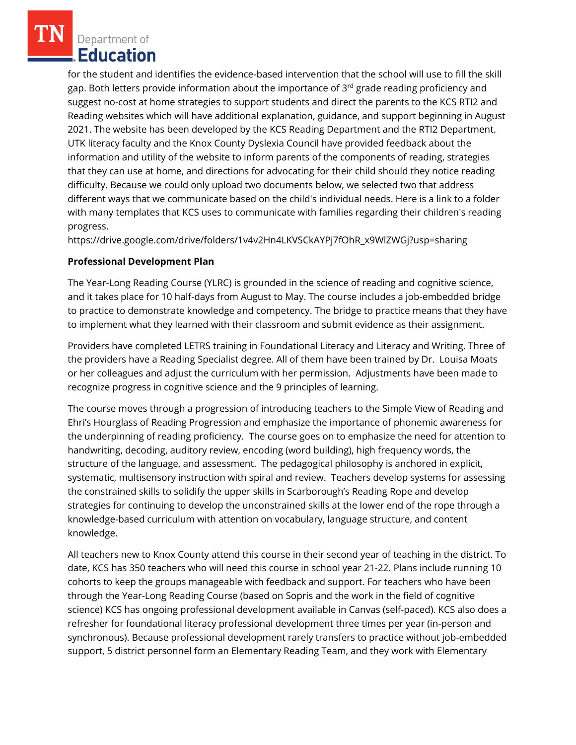for the student and identifies the evidence-based intervention that the school will use to fill the skill gap. Both letters provide information about the importance of 3rd grade reading proficiency and suggest no-cost at home strategies to support students and direct the parents to the KCS RTI2 and Reading websites which will have additional explanation, guidance, and support beginning in August 2021. The website has been developed by the KCS Reading Department and the RTI2 Department. UTK literacy faculty and the Knox County Dyslexia Council have provided feedback about the information and utility of the website to inform parents of the components of reading, strategies that they can use at home, and directions for advocating for their child should they notice reading difficulty. Because we could only upload two documents below, we selected two that address different ways that we communicate based on the child's individual needs. Here is a link to a folder with many templates that KCS uses to communicate with families regarding their children's reading progress.
https://drive.google.com/drive/folders/1v4v2Hn4LKVSCkAYPj7fOhR_x9WlZWGj?usp=sharing

**Professional Development Plan**

The Year-Long Reading Course (YLRC) is grounded in the science of reading and cognitive science, and it takes place for 10 half-days from August to May. The course includes a job-embedded bridge to practice to demonstrate knowledge and competency. The bridge to practice means that they have to implement what they learned with their classroom and submit evidence as their assignment.

Providers have completed LETRS training in Foundational Literacy and Literacy and Writing. Three of the providers have a Reading Specialist degree. All of them have been trained by Dr. Louisa Moats or her colleagues and adjust the curriculum with her permission. Adjustments have been made to recognize progress in cognitive science and the 9 principles of learning.

The course moves through a progression of introducing teachers to the Simple View of Reading and Ehri's Hourglass of Reading Progression and emphasize the importance of phonemic awareness for the underpinning of reading proficiency. The course goes on to emphasize the need for attention to handwriting, decoding, auditory review, encoding (word building), high frequency words, the structure of the language, and assessment. The pedagogical philosophy is anchored in explicit, systematic, multisensory instruction with spiral and review. Teachers develop systems for assessing the constrained skills to solidify the upper skills in Scarborough's Reading Rope and develop strategies for continuing to develop the unconstrained skills at the lower end of the rope through a knowledge-based curriculum with attention on vocabulary, language structure, and content knowledge.

All teachers new to Knox County attend this course in their second year of teaching in the district. To date, KCS has 350 teachers who will need this course in school year 21-22. Plans include running 10 cohorts to keep the groups manageable with feedback and support. For teachers who have been through the Year-Long Reading Course (based on Sopris and the work in the field of cognitive science) KCS has ongoing professional development available in Canvas (self-paced). KCS also does a refresher for foundational literacy professional development three times per year (in-person and synchronous). Because professional development rarely transfers to practice without job-embedded support, 5 district personnel form an Elementary Reading Team, and they work with Elementary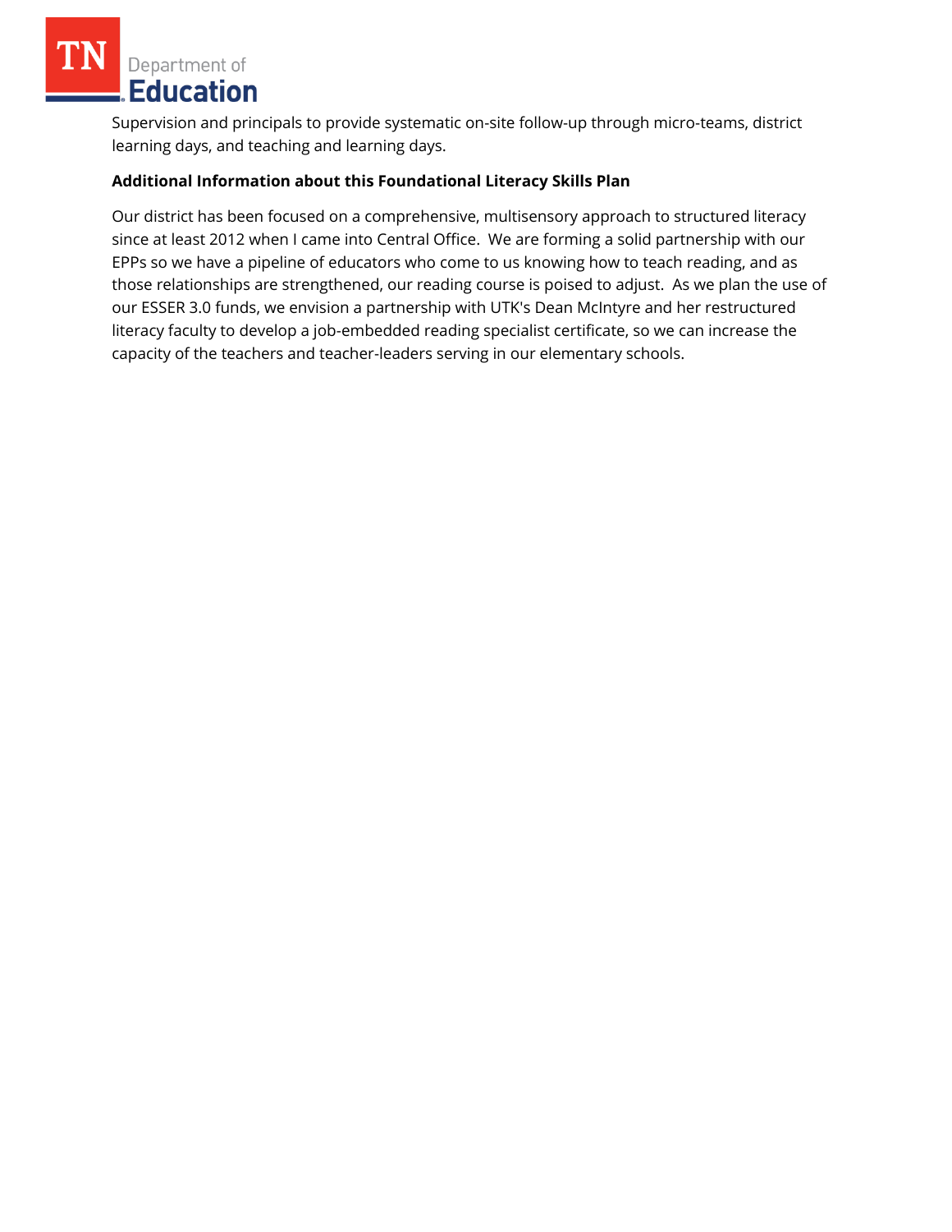Supervision and principals to provide systematic on-site follow-up through micro-teams, district learning days, and teaching and learning days.

**Additional Information about this Foundational Literacy Skills Plan**

Our district has been focused on a comprehensive, multisensory approach to structured literacy since at least 2012 when I came into Central Office. We are forming a solid partnership with our EPPs so we have a pipeline of educators who come to us knowing how to teach reading, and as those relationships are strengthened, our reading course is poised to adjust. As we plan the use of our ESSER 3.0 funds, we envision a partnership with UTK's Dean McIntyre and her restructured literacy faculty to develop a job-embedded reading specialist certificate, so we can increase the capacity of the teachers and teacher-leaders serving in our elementary schools.